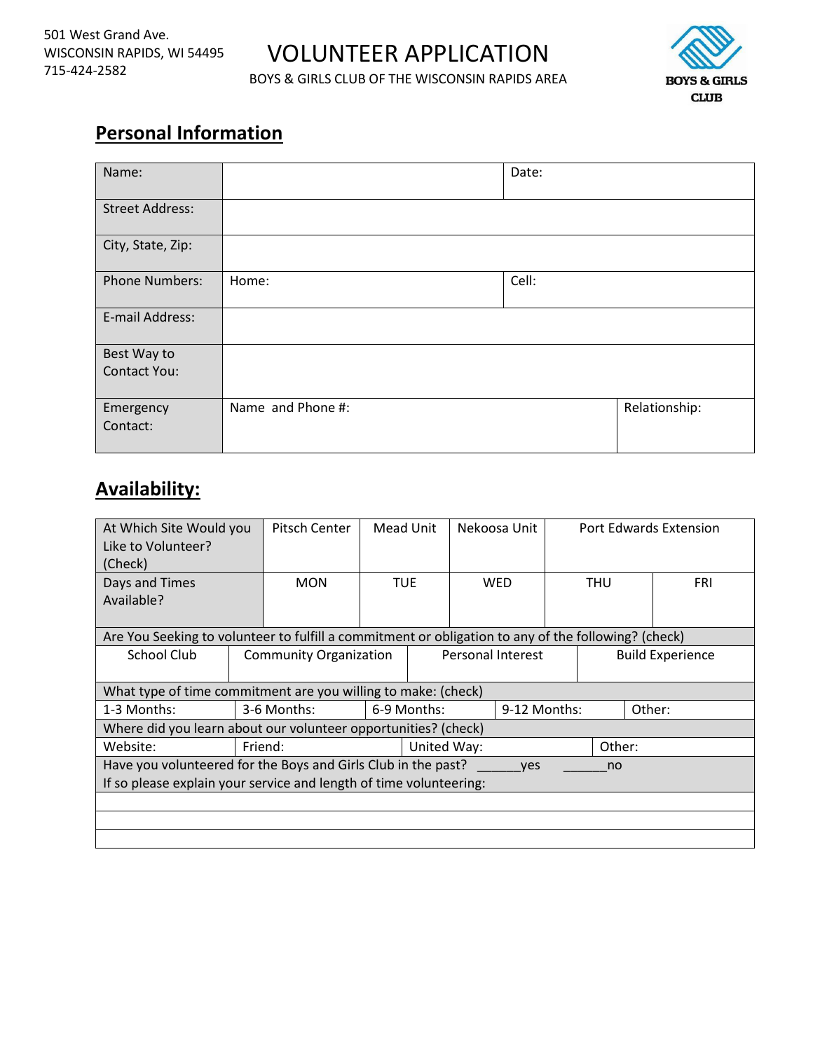501 West Grand Ave.
WISCONSIN RAPIDS, WI 54495
715-424-2582

# VOLUNTEER APPLICATION

BOYS & GIRLS CLUB OF THE WISCONSIN RAPIDS AREA

BOYS & GIRLS CLUB

## Personal Information

| Name: | | Date: |
|---|---|---|
| Street Address: | | |
| City, State, Zip: | | |
| Phone Numbers: | Home: | Cell: |
| E-mail Address: | | |
| Best Way to Contact You: | | |
| Emergency Contact: | Name and Phone #: | Relationship: |

## Availability:

| At Which Site Would you Like to Volunteer? (Check) | Pitsch Center | Mead Unit | Nekoosa Unit | Port Edwards Extension | |
|---|---|---|---|---|---|
| Days and Times Available? | MON | TUE | WED | THU | FRI |

Are You Seeking to volunteer to fulfill a commitment or obligation to any of the following? (check)

| School Club | Community Organization | Personal Interest | Build Experience |
|---|---|---|---|
| | | | |

What type of time commitment are you willing to make: (check)

| 1-3 Months: | 3-6 Months: | 6-9 Months: | 9-12 Months: | Other: |
|---|---|---|---|---|

Where did you learn about our volunteer opportunities? (check)

| Website: | Friend: | United Way: | Other: |
|---|---|---|---|

Have you volunteered for the Boys and Girls Club in the past? ______yes ______no

If so please explain your service and length of time volunteering:

___________________________________________

___________________________________________

___________________________________________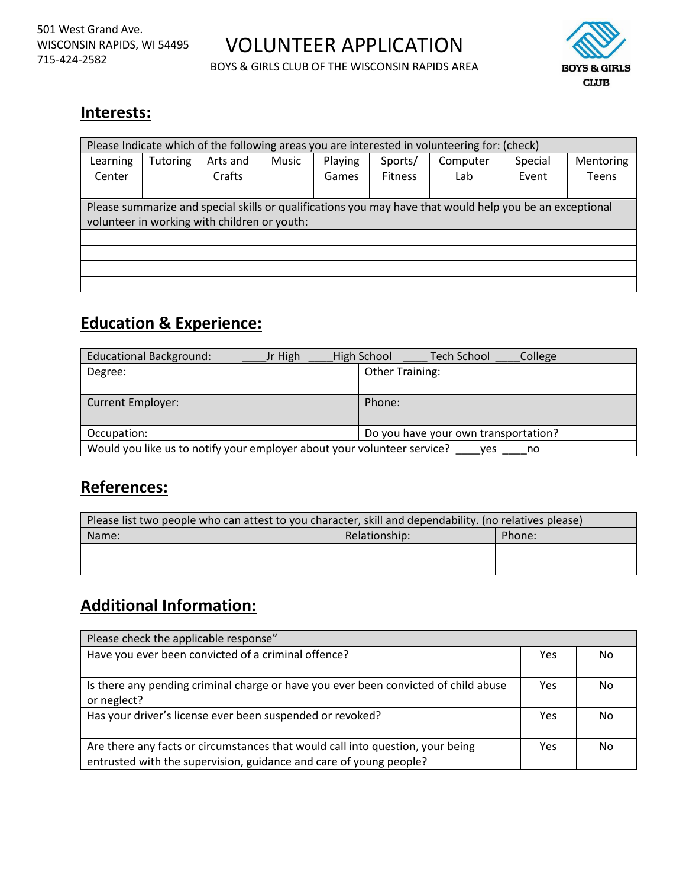501 West Grand Ave.
WISCONSIN RAPIDS, WI 54495
715-424-2582

# VOLUNTEER APPLICATION

BOYS & GIRLS CLUB OF THE WISCONSIN RAPIDS AREA

BOYS & GIRLS CLUB

## Interests:

| Please Indicate which of the following areas you are interested in volunteering for: (check) | | | | | | | | |
|---|---|---|---|---|---|---|---|---|
| Learning Center | Tutoring | Arts and Crafts | Music | Playing Games | Sports/ Fitness | Computer Lab | Special Event | Mentoring Teens |
| | | | | | | | | |

| Please summarize and special skills or qualifications you may have that would help you be an exceptional volunteer in working with children or youth: |
|---|
| |
| |
| |
| |

## Education & Experience:

| Educational Background: ____Jr High ____High School ____ Tech School ____College | |
|---|---|
| Degree: | Other Training: |
| Current Employer: | Phone: |
| Occupation: | Do you have your own transportation? |
| Would you like us to notify your employer about your volunteer service? ____yes ____no | |

## References:

| Please list two people who can attest to you character, skill and dependability. (no relatives please) | | |
|---|---|---|
| Name: | Relationship: | Phone: |
| | | |
| | | |

## Additional Information:

| Please check the applicable response" | | |
|---|---|---|
| Have you ever been convicted of a criminal offence? | Yes | No |
| Is there any pending criminal charge or have you ever been convicted of child abuse or neglect? | Yes | No |
| Has your driver's license ever been suspended or revoked? | Yes | No |
| Are there any facts or circumstances that would call into question, your being entrusted with the supervision, guidance and care of young people? | Yes | No |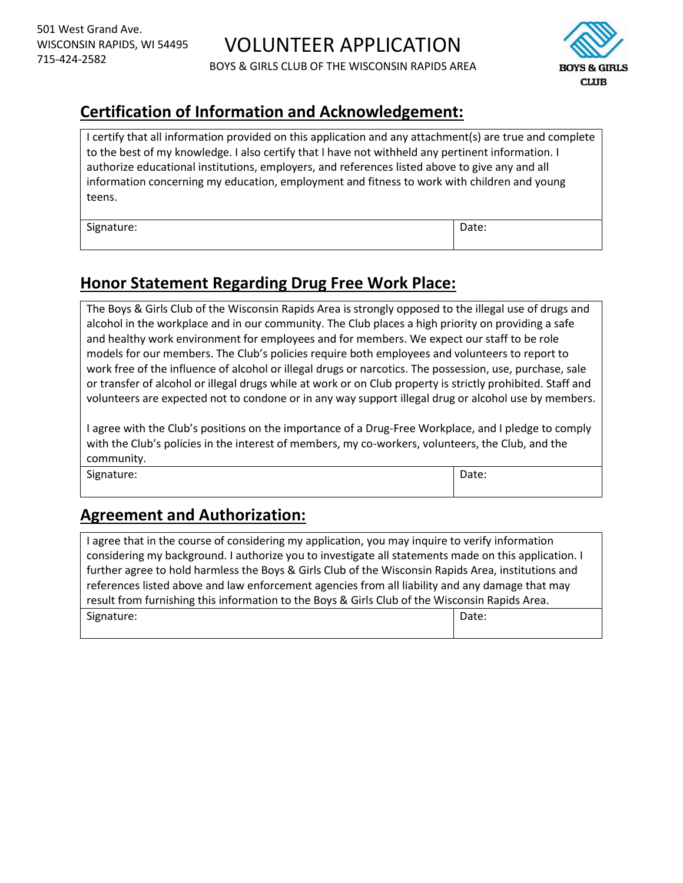501 West Grand Ave.
WISCONSIN RAPIDS, WI 54495
715-424-2582

# VOLUNTEER APPLICATION

BOYS & GIRLS CLUB OF THE WISCONSIN RAPIDS AREA

## Certification of Information and Acknowledgement:

I certify that all information provided on this application and any attachment(s) are true and complete to the best of my knowledge. I also certify that I have not withheld any pertinent information. I authorize educational institutions, employers, and references listed above to give any and all information concerning my education, employment and fitness to work with children and young teens.

| Signature: | Date: |
| --- | --- |

## Honor Statement Regarding Drug Free Work Place:

The Boys & Girls Club of the Wisconsin Rapids Area is strongly opposed to the illegal use of drugs and alcohol in the workplace and in our community. The Club places a high priority on providing a safe and healthy work environment for employees and for members. We expect our staff to be role models for our members. The Club's policies require both employees and volunteers to report to work free of the influence of alcohol or illegal drugs or narcotics. The possession, use, purchase, sale or transfer of alcohol or illegal drugs while at work or on Club property is strictly prohibited. Staff and volunteers are expected not to condone or in any way support illegal drug or alcohol use by members.

I agree with the Club's positions on the importance of a Drug-Free Workplace, and I pledge to comply with the Club's policies in the interest of members, my co-workers, volunteers, the Club, and the community.

| Signature: | Date: |
| --- | --- |

## Agreement and Authorization:

I agree that in the course of considering my application, you may inquire to verify information considering my background. I authorize you to investigate all statements made on this application. I further agree to hold harmless the Boys & Girls Club of the Wisconsin Rapids Area, institutions and references listed above and law enforcement agencies from all liability and any damage that may result from furnishing this information to the Boys & Girls Club of the Wisconsin Rapids Area.

| Signature: | Date: |
| --- | --- |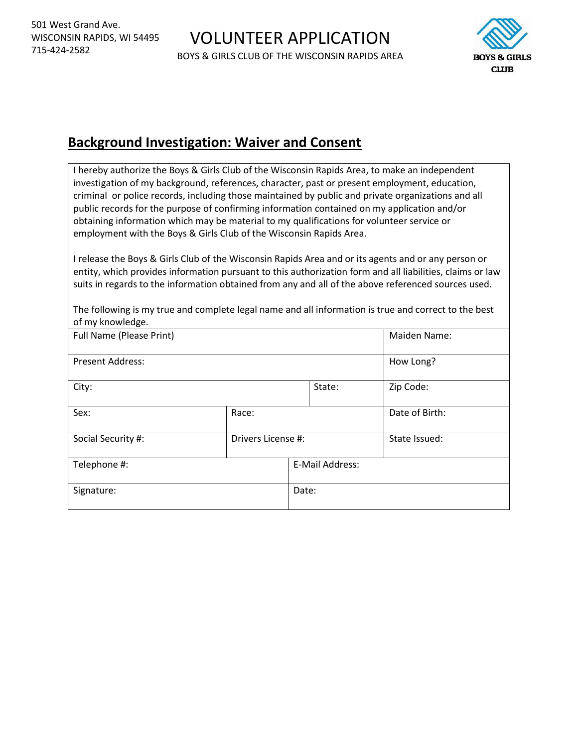501 West Grand Ave.
WISCONSIN RAPIDS, WI 54495
715-424-2582

# VOLUNTEER APPLICATION

BOYS & GIRLS CLUB OF THE WISCONSIN RAPIDS AREA

BOYS & GIRLS CLUB

## Background Investigation: Waiver and Consent

I hereby authorize the Boys & Girls Club of the Wisconsin Rapids Area, to make an independent investigation of my background, references, character, past or present employment, education, criminal or police records, including those maintained by public and private organizations and all public records for the purpose of confirming information contained on my application and/or obtaining information which may be material to my qualifications for volunteer service or employment with the Boys & Girls Club of the Wisconsin Rapids Area.

I release the Boys & Girls Club of the Wisconsin Rapids Area and or its agents and or any person or entity, which provides information pursuant to this authorization form and all liabilities, claims or law suits in regards to the information obtained from any and all of the above referenced sources used.

The following is my true and complete legal name and all information is true and correct to the best of my knowledge.

| | | | |
|---|---|---|---|
| Full Name (Please Print) | | | Maiden Name: |
| Present Address: | | | How Long? |
| City: | | State: | Zip Code: |
| Sex: | Race: | | Date of Birth: |
| Social Security #: | Drivers License #: | | State Issued: |
| Telephone #: | | E-Mail Address: | |
| Signature: | | Date: | |